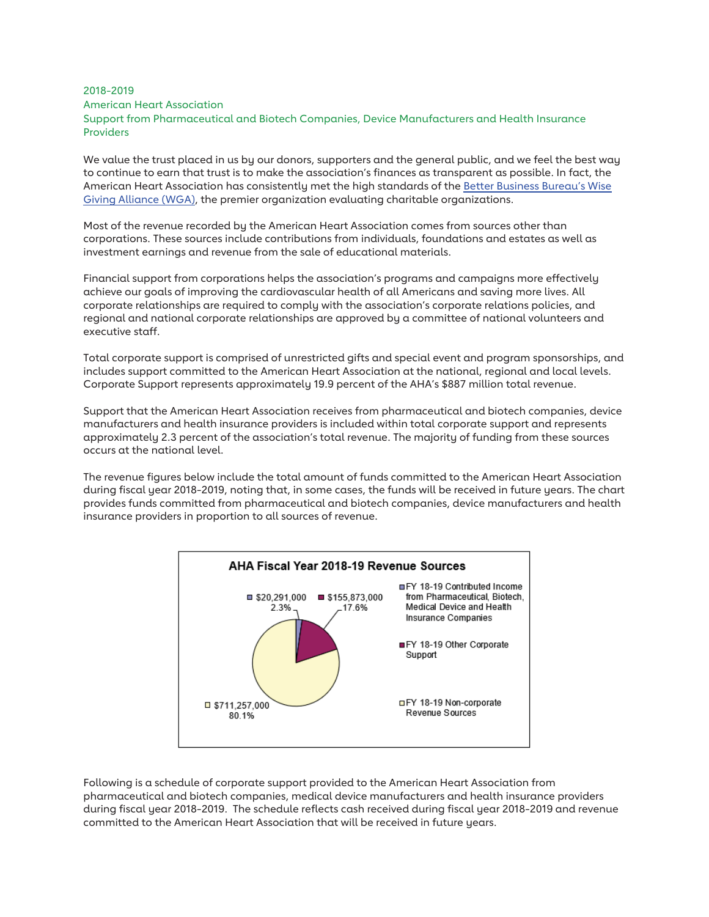2018-2019
American Heart Association
Support from Pharmaceutical and Biotech Companies, Device Manufacturers and Health Insurance Providers

We value the trust placed in us by our donors, supporters and the general public, and we feel the best way to continue to earn that trust is to make the association's finances as transparent as possible. In fact, the American Heart Association has consistently met the high standards of the Better Business Bureau's Wise Giving Alliance (WGA), the premier organization evaluating charitable organizations.

Most of the revenue recorded by the American Heart Association comes from sources other than corporations. These sources include contributions from individuals, foundations and estates as well as investment earnings and revenue from the sale of educational materials.

Financial support from corporations helps the association's programs and campaigns more effectively achieve our goals of improving the cardiovascular health of all Americans and saving more lives. All corporate relationships are required to comply with the association's corporate relations policies, and regional and national corporate relationships are approved by a committee of national volunteers and executive staff.

Total corporate support is comprised of unrestricted gifts and special event and program sponsorships, and includes support committed to the American Heart Association at the national, regional and local levels. Corporate Support represents approximately 19.9 percent of the AHA's $887 million total revenue.

Support that the American Heart Association receives from pharmaceutical and biotech companies, device manufacturers and health insurance providers is included within total corporate support and represents approximately 2.3 percent of the association's total revenue. The majority of funding from these sources occurs at the national level.

The revenue figures below include the total amount of funds committed to the American Heart Association during fiscal year 2018-2019, noting that, in some cases, the funds will be received in future years. The chart provides funds committed from pharmaceutical and biotech companies, device manufacturers and health insurance providers in proportion to all sources of revenue.

**AHA Fiscal Year 2018-19 Revenue Sources**

| Revenue Source | Amount | Percent |
| --- | --- | --- |
| FY 18-19 Contributed Income from Pharmaceutical, Biotech, Medical Device and Health Insurance Companies | $20,291,000 | 2.3% |
| FY 18-19 Other Corporate Support | $155,873,000 | 17.6% |
| FY 18-19 Non-corporate Revenue Sources | $711,257,000 | 80.1% |

Following is a schedule of corporate support provided to the American Heart Association from pharmaceutical and biotech companies, medical device manufacturers and health insurance providers during fiscal year 2018-2019. The schedule reflects cash received during fiscal year 2018-2019 and revenue committed to the American Heart Association that will be received in future years.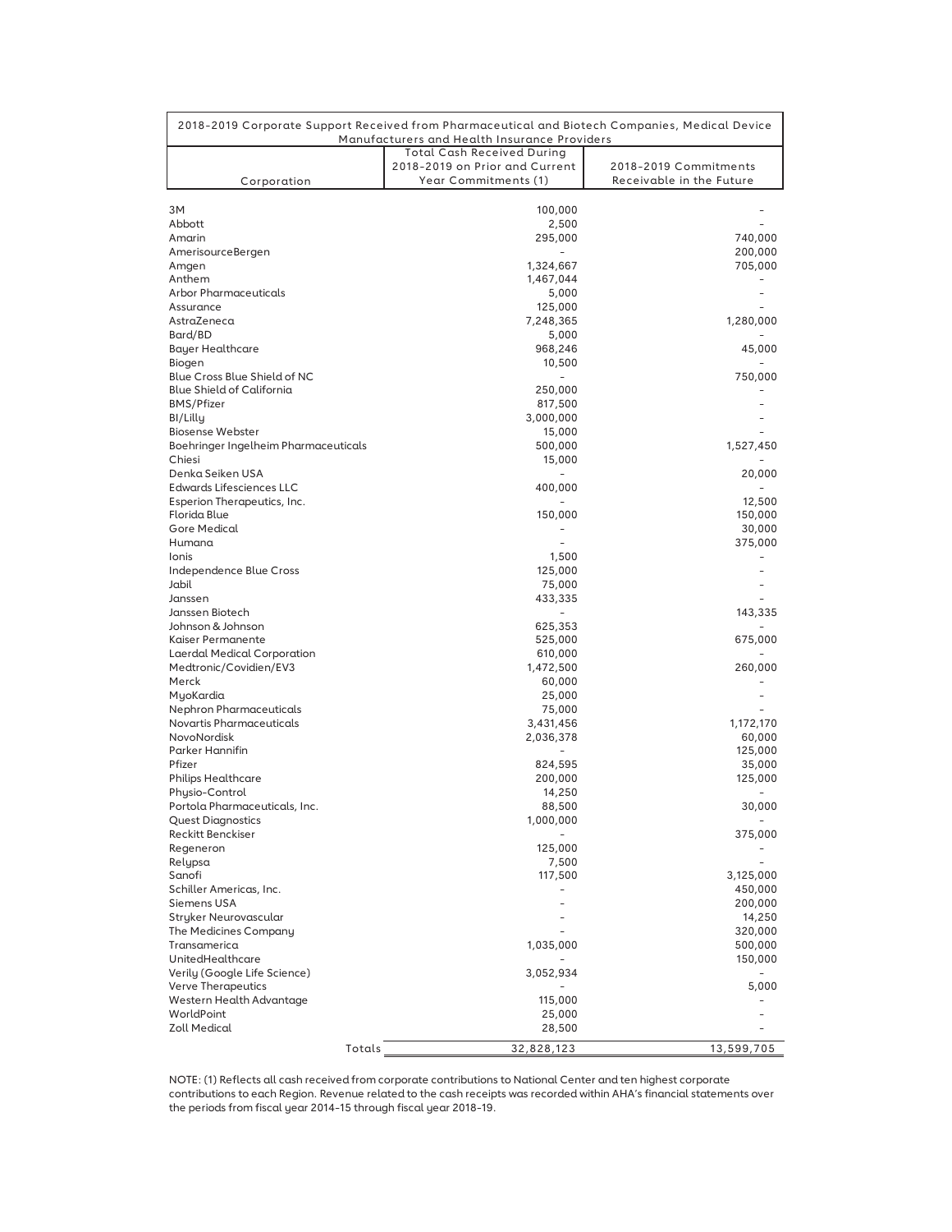| 2018-2019 Corporate Support Received from Pharmaceutical and Biotech Companies, Medical Device Manufacturers and Health Insurance Providers | | |
|---|---|---|
| Corporation | Total Cash Received During 2018-2019 on Prior and Current Year Commitments (1) | 2018-2019 Commitments Receivable in the Future |
| 3M | 100,000 | - |
| Abbott | 2,500 | - |
| Amarin | 295,000 | 740,000 |
| AmerisourceBergen | - | 200,000 |
| Amgen | 1,324,667 | 705,000 |
| Anthem | 1,467,044 | - |
| Arbor Pharmaceuticals | 5,000 | - |
| Assurance | 125,000 | - |
| AstraZeneca | 7,248,365 | 1,280,000 |
| Bard/BD | 5,000 | - |
| Bayer Healthcare | 968,246 | 45,000 |
| Biogen | 10,500 | - |
| Blue Cross Blue Shield of NC | - | 750,000 |
| Blue Shield of California | 250,000 | - |
| BMS/Pfizer | 817,500 | - |
| BI/Lilly | 3,000,000 | - |
| Biosense Webster | 15,000 | - |
| Boehringer Ingelheim Pharmaceuticals | 500,000 | 1,527,450 |
| Chiesi | 15,000 | - |
| Denka Seiken USA | - | 20,000 |
| Edwards Lifesciences LLC | 400,000 | - |
| Esperion Therapeutics, Inc. | - | 12,500 |
| Florida Blue | 150,000 | 150,000 |
| Gore Medical | - | 30,000 |
| Humana | - | 375,000 |
| Ionis | 1,500 | - |
| Independence Blue Cross | 125,000 | - |
| Jabil | 75,000 | - |
| Janssen | 433,335 | - |
| Janssen Biotech | - | 143,335 |
| Johnson & Johnson | 625,353 | - |
| Kaiser Permanente | 525,000 | 675,000 |
| Laerdal Medical Corporation | 610,000 | - |
| Medtronic/Covidien/EV3 | 1,472,500 | 260,000 |
| Merck | 60,000 | - |
| MyoKardia | 25,000 | - |
| Nephron Pharmaceuticals | 75,000 | - |
| Novartis Pharmaceuticals | 3,431,456 | 1,172,170 |
| NovoNordisk | 2,036,378 | 60,000 |
| Parker Hannifin | - | 125,000 |
| Pfizer | 824,595 | 35,000 |
| Philips Healthcare | 200,000 | 125,000 |
| Physio-Control | 14,250 | - |
| Portola Pharmaceuticals, Inc. | 88,500 | 30,000 |
| Quest Diagnostics | 1,000,000 | - |
| Reckitt Benckiser | - | 375,000 |
| Regeneron | 125,000 | - |
| Relypsa | 7,500 | - |
| Sanofi | 117,500 | 3,125,000 |
| Schiller Americas, Inc. | - | 450,000 |
| Siemens USA | - | 200,000 |
| Stryker Neurovascular | - | 14,250 |
| The Medicines Company | - | 320,000 |
| Transamerica | 1,035,000 | 500,000 |
| UnitedHealthcare | - | 150,000 |
| Verily (Google Life Science) | 3,052,934 | - |
| Verve Therapeutics | - | 5,000 |
| Western Health Advantage | 115,000 | - |
| WorldPoint | 25,000 | - |
| Zoll Medical | 28,500 | - |
| Totals | 32,828,123 | 13,599,705 |

NOTE: (1) Reflects all cash received from corporate contributions to National Center and ten highest corporate contributions to each Region. Revenue related to the cash receipts was recorded within AHA's financial statements over the periods from fiscal year 2014-15 through fiscal year 2018-19.